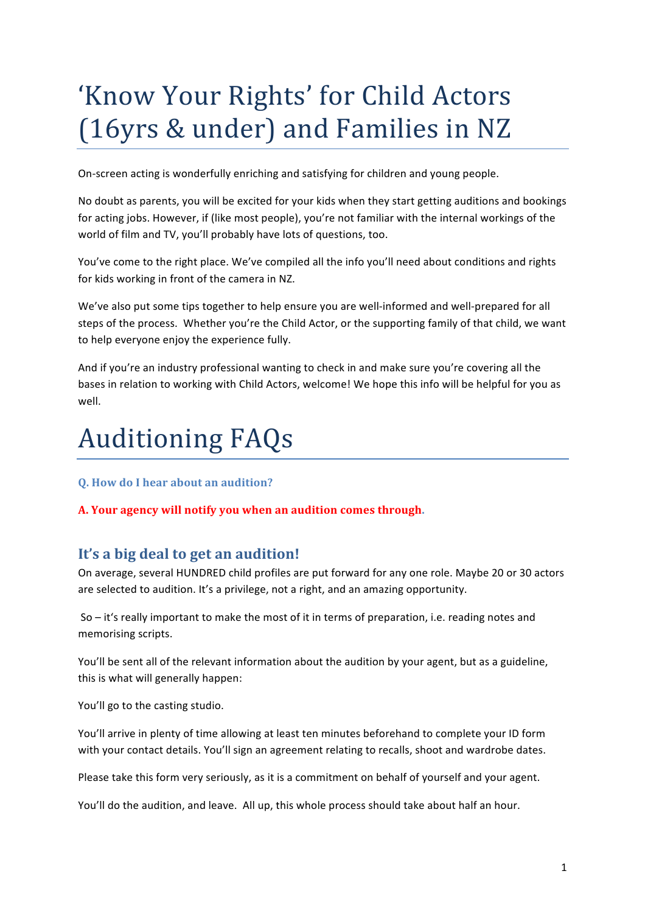# 'Know Your Rights' for Child Actors (16yrs & under) and Families in NZ

On-screen acting is wonderfully enriching and satisfying for children and young people.

No doubt as parents, you will be excited for your kids when they start getting auditions and bookings for acting jobs. However, if (like most people), you're not familiar with the internal workings of the world of film and TV, you'll probably have lots of questions, too.

You've come to the right place. We've compiled all the info you'll need about conditions and rights for kids working in front of the camera in NZ.

We've also put some tips together to help ensure you are well-informed and well-prepared for all steps of the process. Whether you're the Child Actor, or the supporting family of that child, we want to help everyone enjoy the experience fully.

And if you're an industry professional wanting to check in and make sure you're covering all the bases in relation to working with Child Actors, welcome! We hope this info will be helpful for you as well.

# Auditioning FAQs

**Q. How do I hear about an audition?**

**A. Your agency will notify you when an audition comes through.**

## It's a big deal to get an audition!

On average, several HUNDRED child profiles are put forward for any one role. Maybe 20 or 30 actors are selected to audition. It's a privilege, not a right, and an amazing opportunity.

So – it's really important to make the most of it in terms of preparation, i.e. reading notes and memorising scripts.

You'll be sent all of the relevant information about the audition by your agent, but as a guideline, this is what will generally happen:

You'll go to the casting studio.

You'll arrive in plenty of time allowing at least ten minutes beforehand to complete your ID form with your contact details. You'll sign an agreement relating to recalls, shoot and wardrobe dates.

Please take this form very seriously, as it is a commitment on behalf of yourself and your agent.

You'll do the audition, and leave. All up, this whole process should take about half an hour.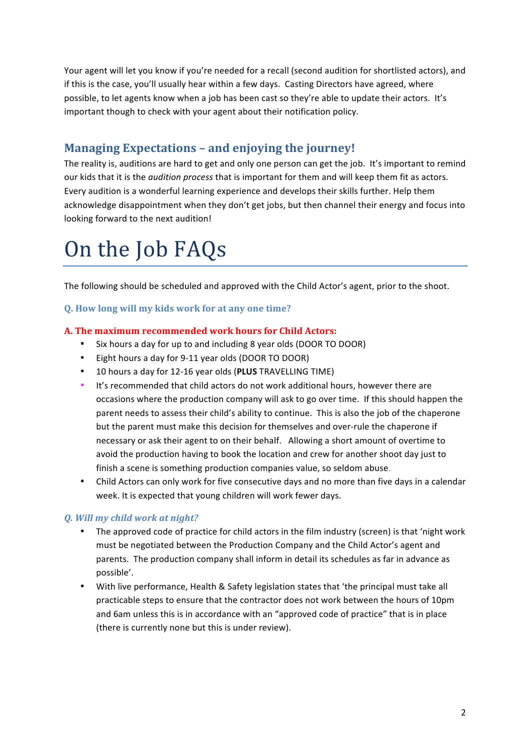Your agent will let you know if you're needed for a recall (second audition for shortlisted actors), and if this is the case, you'll usually hear within a few days. Casting Directors have agreed, where possible, to let agents know when a job has been cast so they're able to update their actors. It's important though to check with your agent about their notification policy.

## Managing Expectations – and enjoying the journey!

The reality is, auditions are hard to get and only one person can get the job. It's important to remind our kids that it is the *audition process* that is important for them and will keep them fit as actors. Every audition is a wonderful learning experience and develops their skills further. Help them acknowledge disappointment when they don't get jobs, but then channel their energy and focus into looking forward to the next audition!

# On the Job FAQs

The following should be scheduled and approved with the Child Actor's agent, prior to the shoot.

### Q. How long will my kids work for at any one time?

**A. The maximum recommended work hours for Child Actors:**

- Six hours a day for up to and including 8 year olds (DOOR TO DOOR)
- Eight hours a day for 9-11 year olds (DOOR TO DOOR)
- 10 hours a day for 12-16 year olds (**PLUS** TRAVELLING TIME)
- It's recommended that child actors do not work additional hours, however there are occasions where the production company will ask to go over time. If this should happen the parent needs to assess their child's ability to continue. This is also the job of the chaperone but the parent must make this decision for themselves and over-rule the chaperone if necessary or ask their agent to on their behalf. Allowing a short amount of overtime to avoid the production having to book the location and crew for another shoot day just to finish a scene is something production companies value, so seldom abuse.
- Child Actors can only work for five consecutive days and no more than five days in a calendar week. It is expected that young children will work fewer days.

### *Q. Will my child work at night?*

- The approved code of practice for child actors in the film industry (screen) is that 'night work must be negotiated between the Production Company and the Child Actor's agent and parents. The production company shall inform in detail its schedules as far in advance as possible'.
- With live performance, Health & Safety legislation states that 'the principal must take all practicable steps to ensure that the contractor does not work between the hours of 10pm and 6am unless this is in accordance with an "approved code of practice" that is in place (there is currently none but this is under review).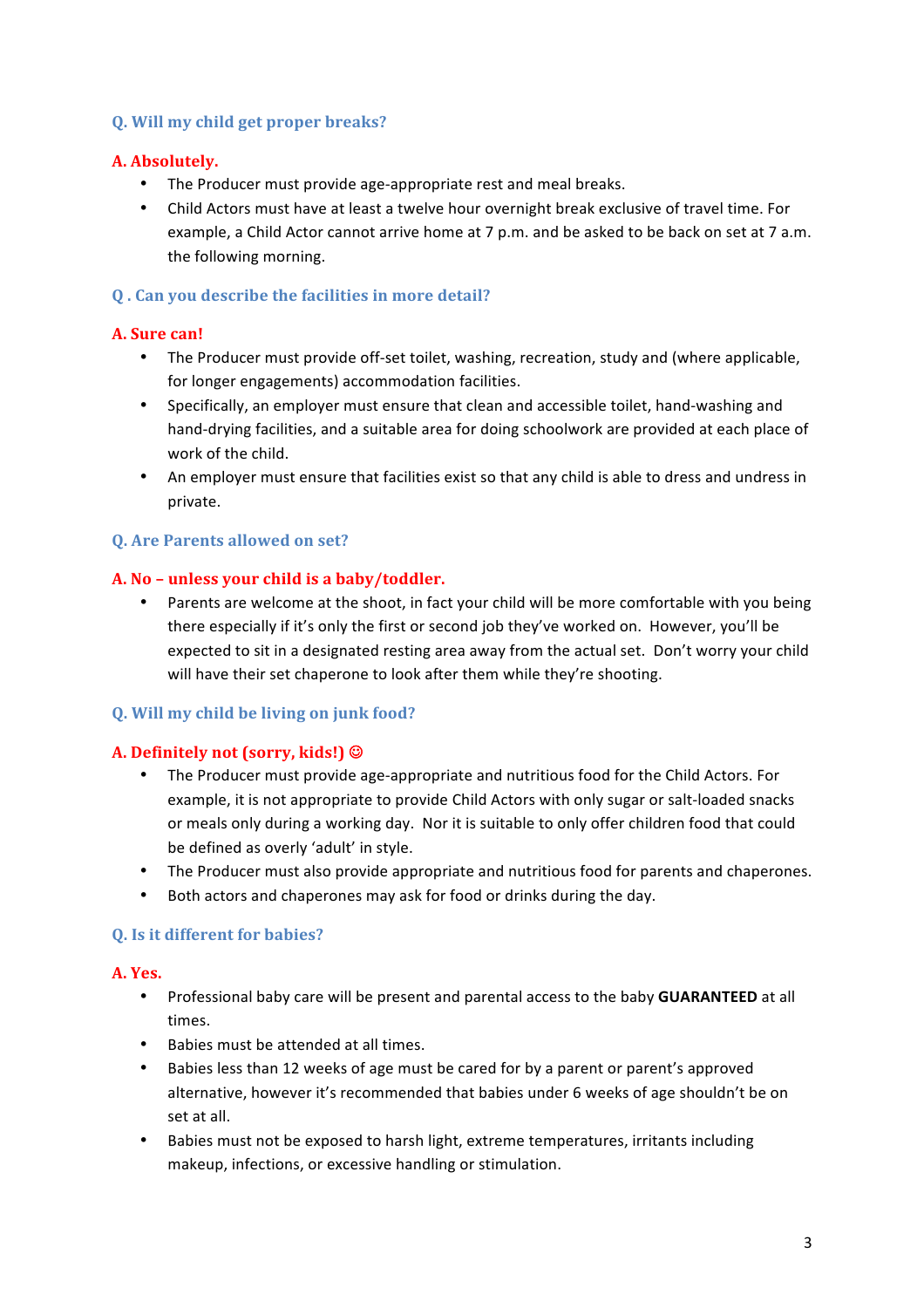### Q. Will my child get proper breaks?

**A. Absolutely.**

- The Producer must provide age-appropriate rest and meal breaks.
- Child Actors must have at least a twelve hour overnight break exclusive of travel time. For example, a Child Actor cannot arrive home at 7 p.m. and be asked to be back on set at 7 a.m. the following morning.

### Q . Can you describe the facilities in more detail?

**A. Sure can!**

- The Producer must provide off-set toilet, washing, recreation, study and (where applicable, for longer engagements) accommodation facilities.
- Specifically, an employer must ensure that clean and accessible toilet, hand-washing and hand-drying facilities, and a suitable area for doing schoolwork are provided at each place of work of the child.
- An employer must ensure that facilities exist so that any child is able to dress and undress in private.

### Q. Are Parents allowed on set?

**A. No – unless your child is a baby/toddler.**

- Parents are welcome at the shoot, in fact your child will be more comfortable with you being there especially if it's only the first or second job they've worked on. However, you'll be expected to sit in a designated resting area away from the actual set. Don't worry your child will have their set chaperone to look after them while they're shooting.

### Q. Will my child be living on junk food?

**A. Definitely not (sorry, kids!) ☺**

- The Producer must provide age-appropriate and nutritious food for the Child Actors. For example, it is not appropriate to provide Child Actors with only sugar or salt-loaded snacks or meals only during a working day. Nor it is suitable to only offer children food that could be defined as overly 'adult' in style.
- The Producer must also provide appropriate and nutritious food for parents and chaperones.
- Both actors and chaperones may ask for food or drinks during the day.

### Q. Is it different for babies?

**A. Yes.**

- Professional baby care will be present and parental access to the baby **GUARANTEED** at all times.
- Babies must be attended at all times.
- Babies less than 12 weeks of age must be cared for by a parent or parent's approved alternative, however it's recommended that babies under 6 weeks of age shouldn't be on set at all.
- Babies must not be exposed to harsh light, extreme temperatures, irritants including makeup, infections, or excessive handling or stimulation.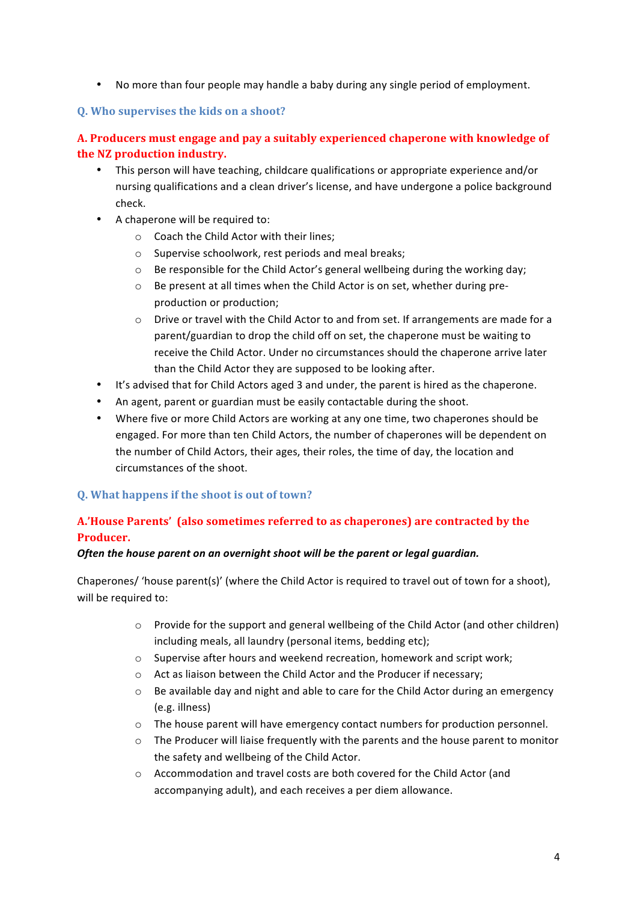- No more than four people may handle a baby during any single period of employment.

### Q. Who supervises the kids on a shoot?

### A. Producers must engage and pay a suitably experienced chaperone with knowledge of the NZ production industry.

- This person will have teaching, childcare qualifications or appropriate experience and/or nursing qualifications and a clean driver's license, and have undergone a police background check.
- A chaperone will be required to:
  - Coach the Child Actor with their lines;
  - Supervise schoolwork, rest periods and meal breaks;
  - Be responsible for the Child Actor's general wellbeing during the working day;
  - Be present at all times when the Child Actor is on set, whether during pre-production or production;
  - Drive or travel with the Child Actor to and from set. If arrangements are made for a parent/guardian to drop the child off on set, the chaperone must be waiting to receive the Child Actor. Under no circumstances should the chaperone arrive later than the Child Actor they are supposed to be looking after.
- It's advised that for Child Actors aged 3 and under, the parent is hired as the chaperone.
- An agent, parent or guardian must be easily contactable during the shoot.
- Where five or more Child Actors are working at any one time, two chaperones should be engaged. For more than ten Child Actors, the number of chaperones will be dependent on the number of Child Actors, their ages, their roles, the time of day, the location and circumstances of the shoot.

### Q. What happens if the shoot is out of town?

### A.'House Parents' (also sometimes referred to as chaperones) are contracted by the Producer.

***Often the house parent on an overnight shoot will be the parent or legal guardian.***

Chaperones/ 'house parent(s)' (where the Child Actor is required to travel out of town for a shoot), will be required to:

- Provide for the support and general wellbeing of the Child Actor (and other children) including meals, all laundry (personal items, bedding etc);
- Supervise after hours and weekend recreation, homework and script work;
- Act as liaison between the Child Actor and the Producer if necessary;
- Be available day and night and able to care for the Child Actor during an emergency (e.g. illness)
- The house parent will have emergency contact numbers for production personnel.
- The Producer will liaise frequently with the parents and the house parent to monitor the safety and wellbeing of the Child Actor.
- Accommodation and travel costs are both covered for the Child Actor (and accompanying adult), and each receives a per diem allowance.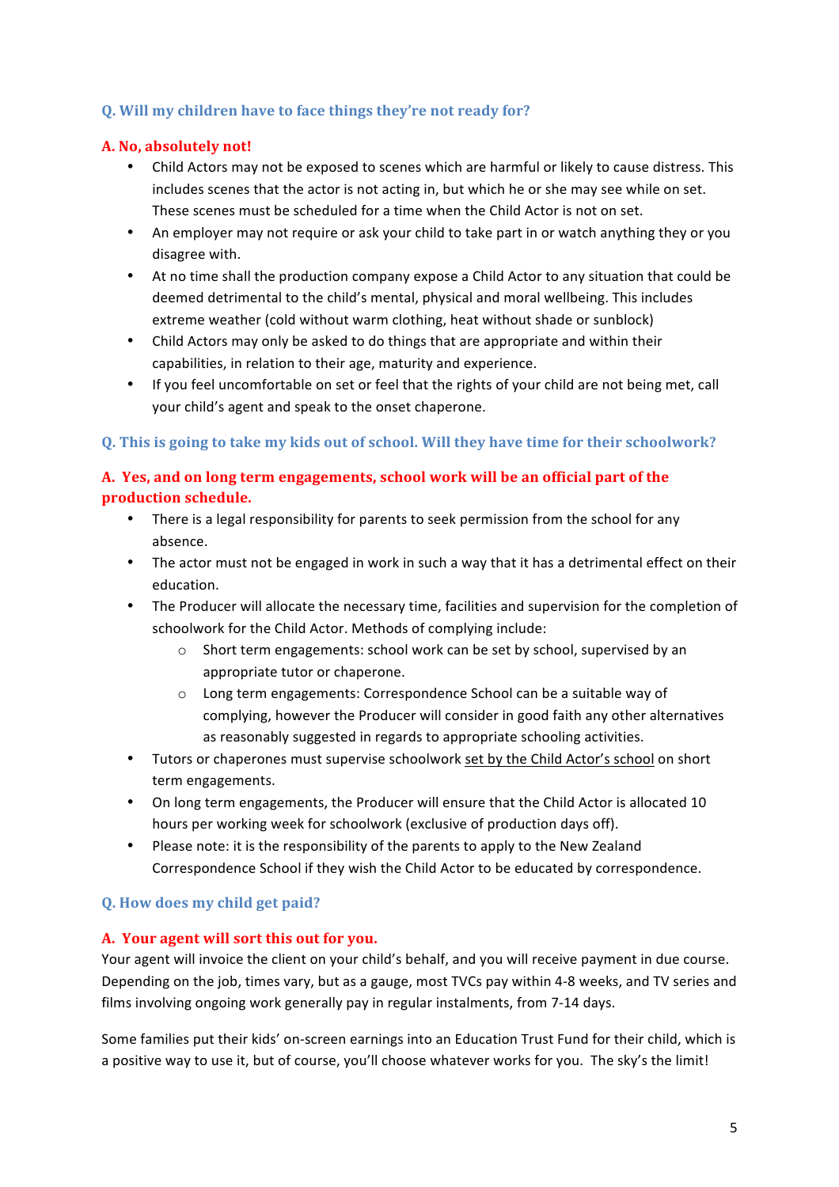### Q. Will my children have to face things they're not ready for?

**A. No, absolutely not!**

- Child Actors may not be exposed to scenes which are harmful or likely to cause distress. This includes scenes that the actor is not acting in, but which he or she may see while on set. These scenes must be scheduled for a time when the Child Actor is not on set.
- An employer may not require or ask your child to take part in or watch anything they or you disagree with.
- At no time shall the production company expose a Child Actor to any situation that could be deemed detrimental to the child's mental, physical and moral wellbeing. This includes extreme weather (cold without warm clothing, heat without shade or sunblock)
- Child Actors may only be asked to do things that are appropriate and within their capabilities, in relation to their age, maturity and experience.
- If you feel uncomfortable on set or feel that the rights of your child are not being met, call your child's agent and speak to the onset chaperone.

### Q. This is going to take my kids out of school. Will they have time for their schoolwork?

**A. Yes, and on long term engagements, school work will be an official part of the production schedule.**

- There is a legal responsibility for parents to seek permission from the school for any absence.
- The actor must not be engaged in work in such a way that it has a detrimental effect on their education.
- The Producer will allocate the necessary time, facilities and supervision for the completion of schoolwork for the Child Actor. Methods of complying include:
  - Short term engagements: school work can be set by school, supervised by an appropriate tutor or chaperone.
  - Long term engagements: Correspondence School can be a suitable way of complying, however the Producer will consider in good faith any other alternatives as reasonably suggested in regards to appropriate schooling activities.
- Tutors or chaperones must supervise schoolwork set by the Child Actor's school on short term engagements.
- On long term engagements, the Producer will ensure that the Child Actor is allocated 10 hours per working week for schoolwork (exclusive of production days off).
- Please note: it is the responsibility of the parents to apply to the New Zealand Correspondence School if they wish the Child Actor to be educated by correspondence.

### Q. How does my child get paid?

**A. Your agent will sort this out for you.**

Your agent will invoice the client on your child's behalf, and you will receive payment in due course. Depending on the job, times vary, but as a gauge, most TVCs pay within 4-8 weeks, and TV series and films involving ongoing work generally pay in regular instalments, from 7-14 days.

Some families put their kids' on-screen earnings into an Education Trust Fund for their child, which is a positive way to use it, but of course, you'll choose whatever works for you. The sky's the limit!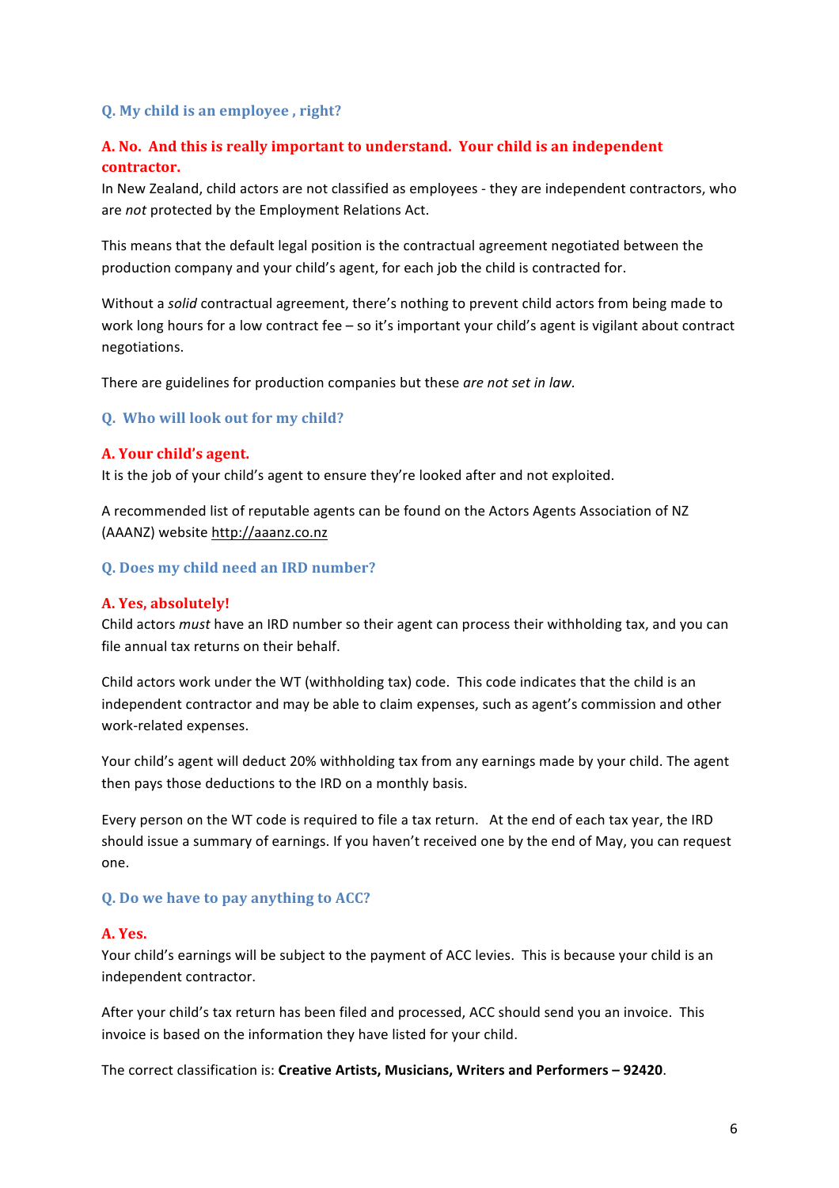### Q. My child is an employee , right?

**A. No. And this is really important to understand. Your child is an independent contractor.**

In New Zealand, child actors are not classified as employees - they are independent contractors, who are *not* protected by the Employment Relations Act.

This means that the default legal position is the contractual agreement negotiated between the production company and your child's agent, for each job the child is contracted for.

Without a *solid* contractual agreement, there's nothing to prevent child actors from being made to work long hours for a low contract fee – so it's important your child's agent is vigilant about contract negotiations.

There are guidelines for production companies but these *are not set in law.*

### Q. Who will look out for my child?

**A. Your child's agent.**

It is the job of your child's agent to ensure they're looked after and not exploited.

A recommended list of reputable agents can be found on the Actors Agents Association of NZ (AAANZ) website http://aaanz.co.nz

### Q. Does my child need an IRD number?

**A. Yes, absolutely!**

Child actors *must* have an IRD number so their agent can process their withholding tax, and you can file annual tax returns on their behalf.

Child actors work under the WT (withholding tax) code. This code indicates that the child is an independent contractor and may be able to claim expenses, such as agent's commission and other work-related expenses.

Your child's agent will deduct 20% withholding tax from any earnings made by your child. The agent then pays those deductions to the IRD on a monthly basis.

Every person on the WT code is required to file a tax return. At the end of each tax year, the IRD should issue a summary of earnings. If you haven't received one by the end of May, you can request one.

### Q. Do we have to pay anything to ACC?

**A. Yes.**

Your child's earnings will be subject to the payment of ACC levies. This is because your child is an independent contractor.

After your child's tax return has been filed and processed, ACC should send you an invoice. This invoice is based on the information they have listed for your child.

The correct classification is: **Creative Artists, Musicians, Writers and Performers – 92420**.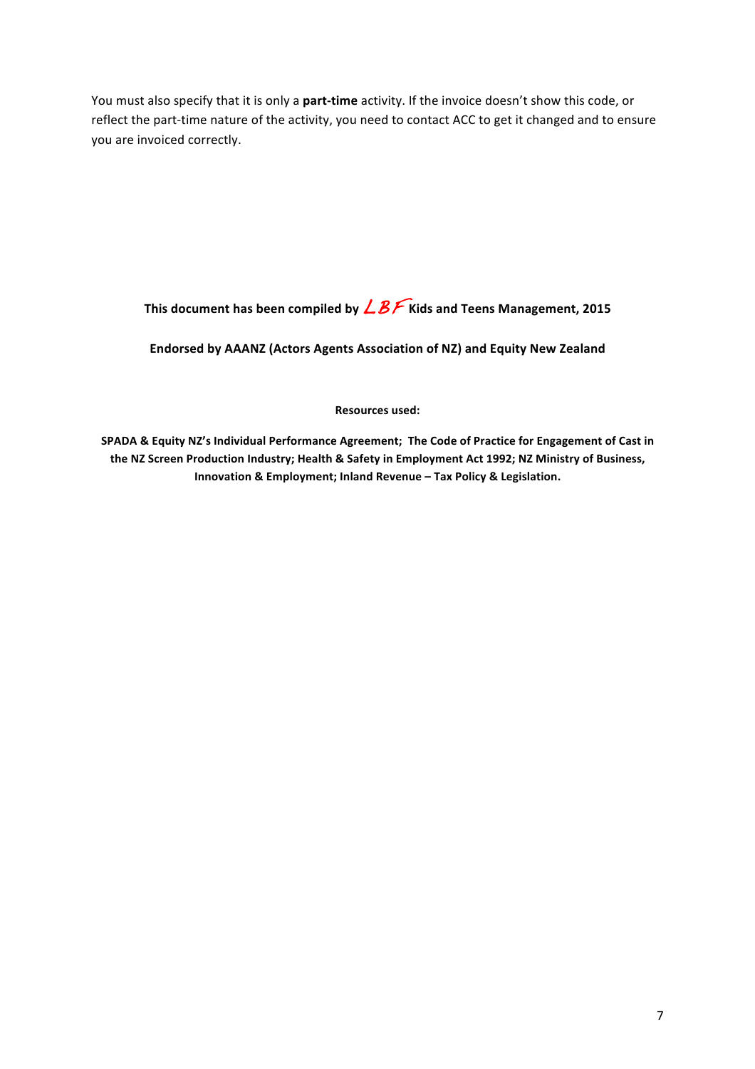You must also specify that it is only a **part-time** activity. If the invoice doesn't show this code, or reflect the part-time nature of the activity, you need to contact ACC to get it changed and to ensure you are invoiced correctly.

**This document has been compiled by LBF Kids and Teens Management, 2015**

**Endorsed by AAANZ (Actors Agents Association of NZ) and Equity New Zealand**

**Resources used:**

**SPADA & Equity NZ's Individual Performance Agreement; The Code of Practice for Engagement of Cast in the NZ Screen Production Industry; Health & Safety in Employment Act 1992; NZ Ministry of Business, Innovation & Employment; Inland Revenue – Tax Policy & Legislation.**